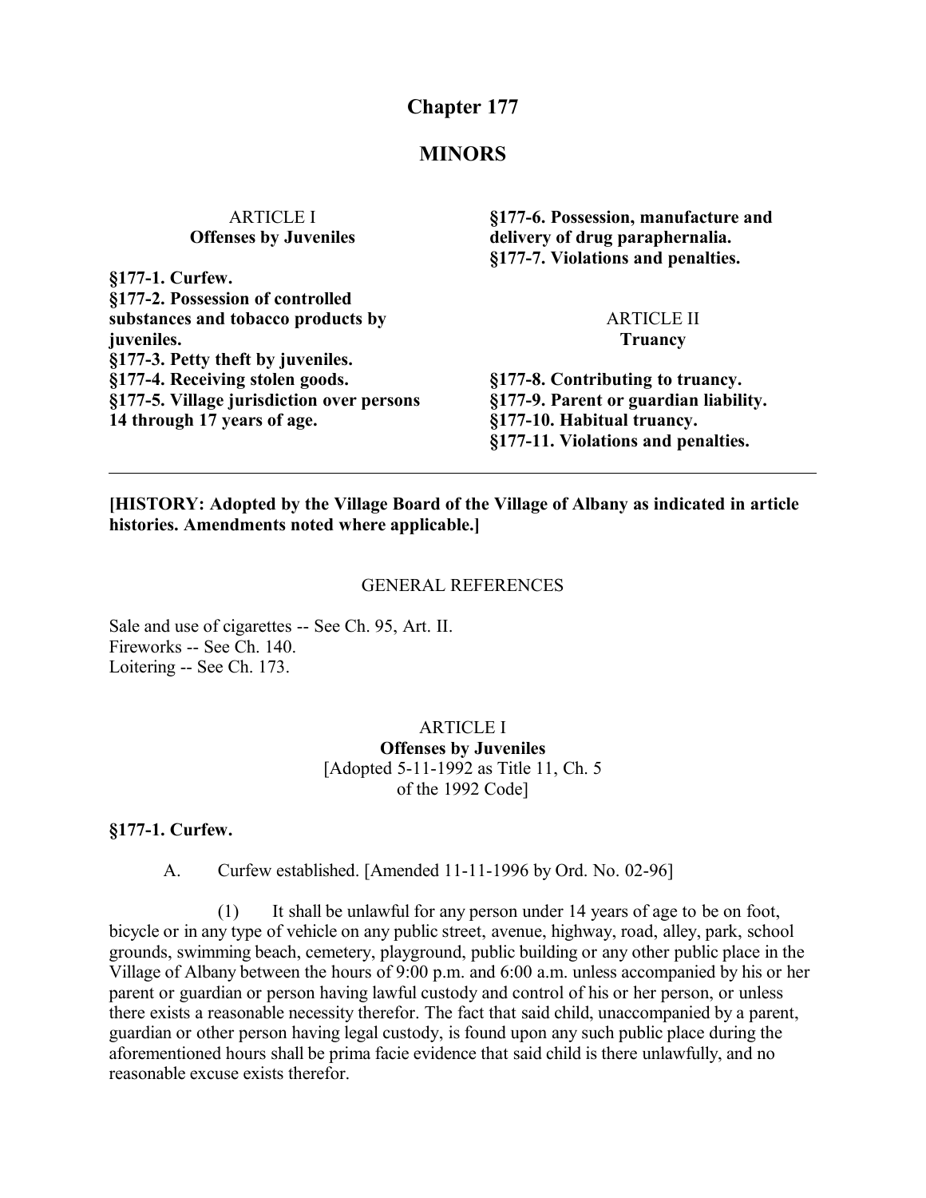# Chapter 177

# MINORS

ARTICLE I
**Offences by Juveniles**

**§177-1. Curfew.**
**§177-2. Possession of controlled substances and tobacco products by juveniles.**
**§177-3. Petty theft by juveniles.**
**§177-4. Receiving stolen goods.**
**§177-5. Village jurisdiction over persons 14 through 17 years of age.**
**§177-6. Possession, manufacture and delivery of drug paraphernalia.**
**§177-7. Violations and penalties.**

ARTICLE II
**Truancy**

**§177-8. Contributing to truancy.**
**§177-9. Parent or guardian liability.**
**§177-10. Habitual truancy.**
**§177-11. Violations and penalties.**

---

**[HISTORY: Adopted by the Village Board of the Village of Albany as indicated in article histories. Amendments noted where applicable.]**

GENERAL REFERENCES

Sale and use of cigarettes -- See Ch. 95, Art. II.
Fireworks -- See Ch. 140.
Loitering -- See Ch. 173.

## ARTICLE I
## Offenses by Juveniles
[Adopted 5-11-1992 as Title 11, Ch. 5 of the 1992 Code]

### §177-1. Curfew.

A. Curfew established. [Amended 11-11-1996 by Ord. No. 02-96]

(1) It shall be unlawful for any person under 14 years of age to be on foot, bicycle or in any type of vehicle on any public street, avenue, highway, road, alley, park, school grounds, swimming beach, cemetery, playground, public building or any other public place in the Village of Albany between the hours of 9:00 p.m. and 6:00 a.m. unless accompanied by his or her parent or guardian or person having lawful custody and control of his or her person, or unless there exists a reasonable necessity therefor. The fact that said child, unaccompanied by a parent, guardian or other person having legal custody, is found upon any such public place during the aforementioned hours shall be prima facie evidence that said child is there unlawfully, and no reasonable excuse exists therefor.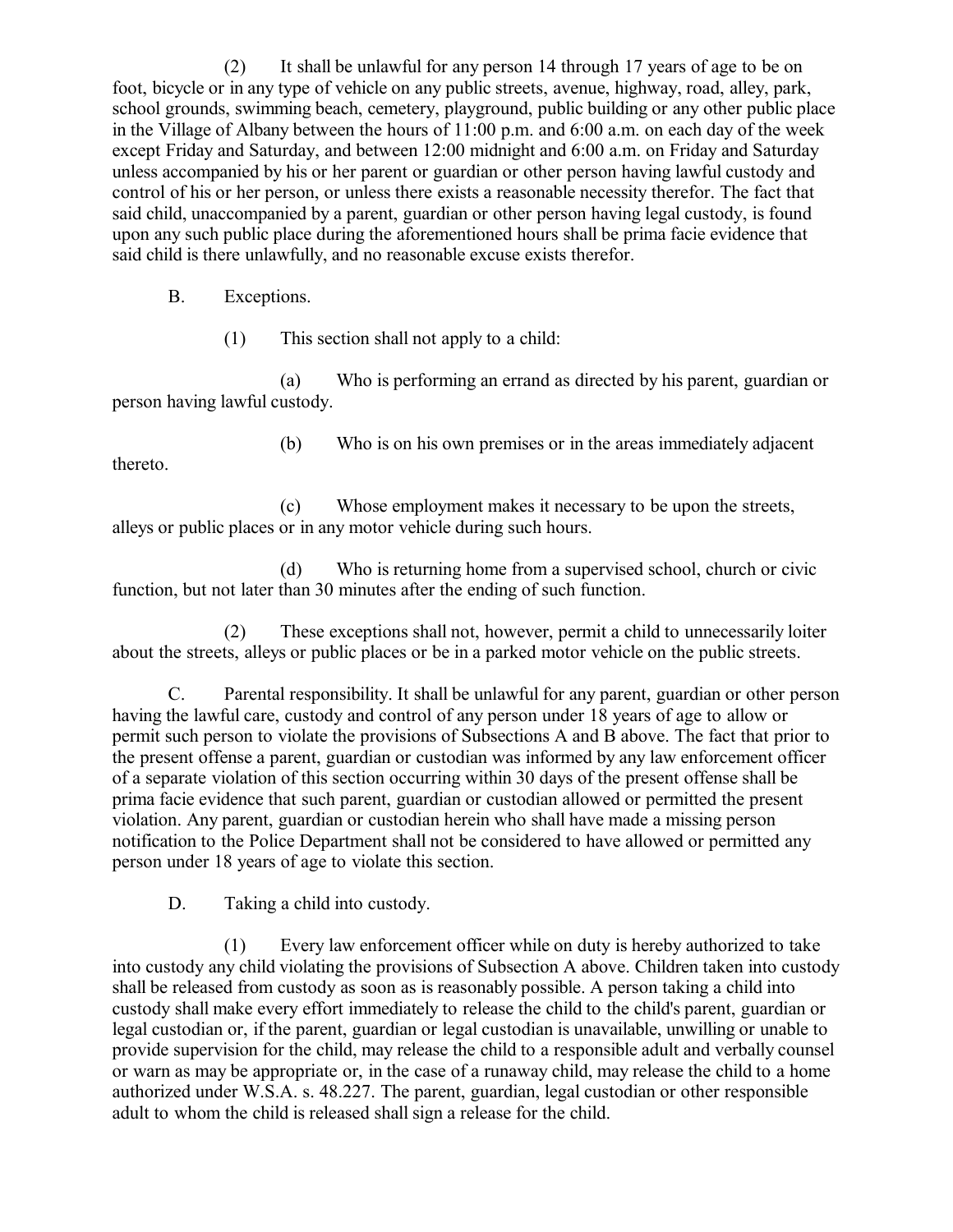(2) It shall be unlawful for any person 14 through 17 years of age to be on foot, bicycle or in any type of vehicle on any public streets, avenue, highway, road, alley, park, school grounds, swimming beach, cemetery, playground, public building or any other public place in the Village of Albany between the hours of 11:00 p.m. and 6:00 a.m. on each day of the week except Friday and Saturday, and between 12:00 midnight and 6:00 a.m. on Friday and Saturday unless accompanied by his or her parent or guardian or other person having lawful custody and control of his or her person, or unless there exists a reasonable necessity therefor. The fact that said child, unaccompanied by a parent, guardian or other person having legal custody, is found upon any such public place during the aforementioned hours shall be prima facie evidence that said child is there unlawfully, and no reasonable excuse exists therefor.

B. Exceptions.

(1) This section shall not apply to a child:

(a) Who is performing an errand as directed by his parent, guardian or person having lawful custody.

(b) Who is on his own premises or in the areas immediately adjacent thereto.

(c) Whose employment makes it necessary to be upon the streets, alleys or public places or in any motor vehicle during such hours.

(d) Who is returning home from a supervised school, church or civic function, but not later than 30 minutes after the ending of such function.

(2) These exceptions shall not, however, permit a child to unnecessarily loiter about the streets, alleys or public places or be in a parked motor vehicle on the public streets.

C. Parental responsibility. It shall be unlawful for any parent, guardian or other person having the lawful care, custody and control of any person under 18 years of age to allow or permit such person to violate the provisions of Subsections A and B above. The fact that prior to the present offense a parent, guardian or custodian was informed by any law enforcement officer of a separate violation of this section occurring within 30 days of the present offense shall be prima facie evidence that such parent, guardian or custodian allowed or permitted the present violation. Any parent, guardian or custodian herein who shall have made a missing person notification to the Police Department shall not be considered to have allowed or permitted any person under 18 years of age to violate this section.

D. Taking a child into custody.

(1) Every law enforcement officer while on duty is hereby authorized to take into custody any child violating the provisions of Subsection A above. Children taken into custody shall be released from custody as soon as is reasonably possible. A person taking a child into custody shall make every effort immediately to release the child to the child's parent, guardian or legal custodian or, if the parent, guardian or legal custodian is unavailable, unwilling or unable to provide supervision for the child, may release the child to a responsible adult and verbally counsel or warn as may be appropriate or, in the case of a runaway child, may release the child to a home authorized under W.S.A. s. 48.227. The parent, guardian, legal custodian or other responsible adult to whom the child is released shall sign a release for the child.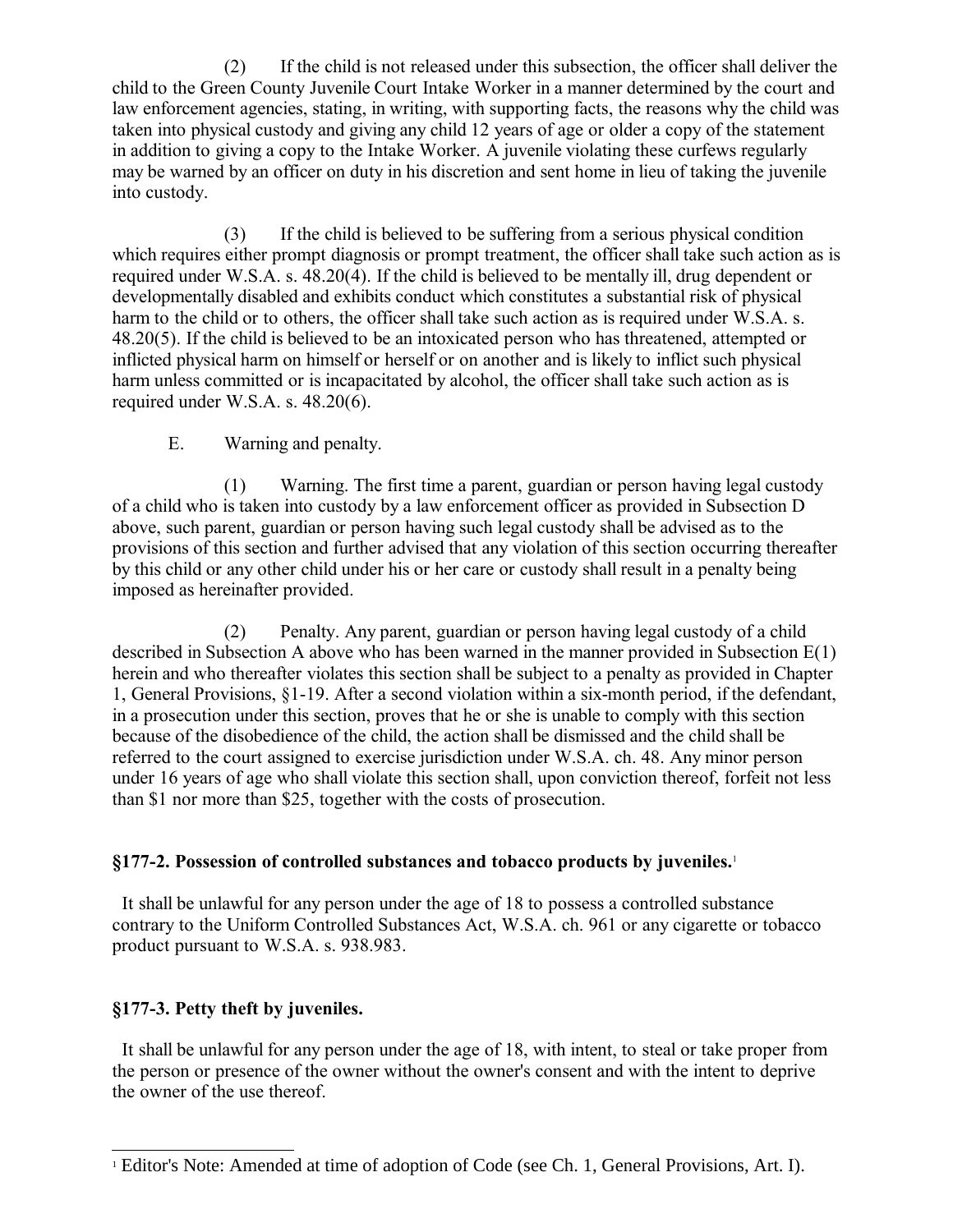(2) If the child is not released under this subsection, the officer shall deliver the child to the Green County Juvenile Court Intake Worker in a manner determined by the court and law enforcement agencies, stating, in writing, with supporting facts, the reasons why the child was taken into physical custody and giving any child 12 years of age or older a copy of the statement in addition to giving a copy to the Intake Worker. A juvenile violating these curfews regularly may be warned by an officer on duty in his discretion and sent home in lieu of taking the juvenile into custody.

(3) If the child is believed to be suffering from a serious physical condition which requires either prompt diagnosis or prompt treatment, the officer shall take such action as is required under W.S.A. s. 48.20(4). If the child is believed to be mentally ill, drug dependent or developmentally disabled and exhibits conduct which constitutes a substantial risk of physical harm to the child or to others, the officer shall take such action as is required under W.S.A. s. 48.20(5). If the child is believed to be an intoxicated person who has threatened, attempted or inflicted physical harm on himself or herself or on another and is likely to inflict such physical harm unless committed or is incapacitated by alcohol, the officer shall take such action as is required under W.S.A. s. 48.20(6).

E. Warning and penalty.

(1) Warning. The first time a parent, guardian or person having legal custody of a child who is taken into custody by a law enforcement officer as provided in Subsection D above, such parent, guardian or person having such legal custody shall be advised as to the provisions of this section and further advised that any violation of this section occurring thereafter by this child or any other child under his or her care or custody shall result in a penalty being imposed as hereinafter provided.

(2) Penalty. Any parent, guardian or person having legal custody of a child described in Subsection A above who has been warned in the manner provided in Subsection E(1) herein and who thereafter violates this section shall be subject to a penalty as provided in Chapter 1, General Provisions, §1-19. After a second violation within a six-month period, if the defendant, in a prosecution under this section, proves that he or she is unable to comply with this section because of the disobedience of the child, the action shall be dismissed and the child shall be referred to the court assigned to exercise jurisdiction under W.S.A. ch. 48. Any minor person under 16 years of age who shall violate this section shall, upon conviction thereof, forfeit not less than $1 nor more than $25, together with the costs of prosecution.

### §177-2. Possession of controlled substances and tobacco products by juveniles.[1]

It shall be unlawful for any person under the age of 18 to possess a controlled substance contrary to the Uniform Controlled Substances Act, W.S.A. ch. 961 or any cigarette or tobacco product pursuant to W.S.A. s. 938.983.

### §177-3. Petty theft by juveniles.

It shall be unlawful for any person under the age of 18, with intent, to steal or take proper from the person or presence of the owner without the owner's consent and with the intent to deprive the owner of the use thereof.

[1] Editor's Note: Amended at time of adoption of Code (see Ch. 1, General Provisions, Art. I).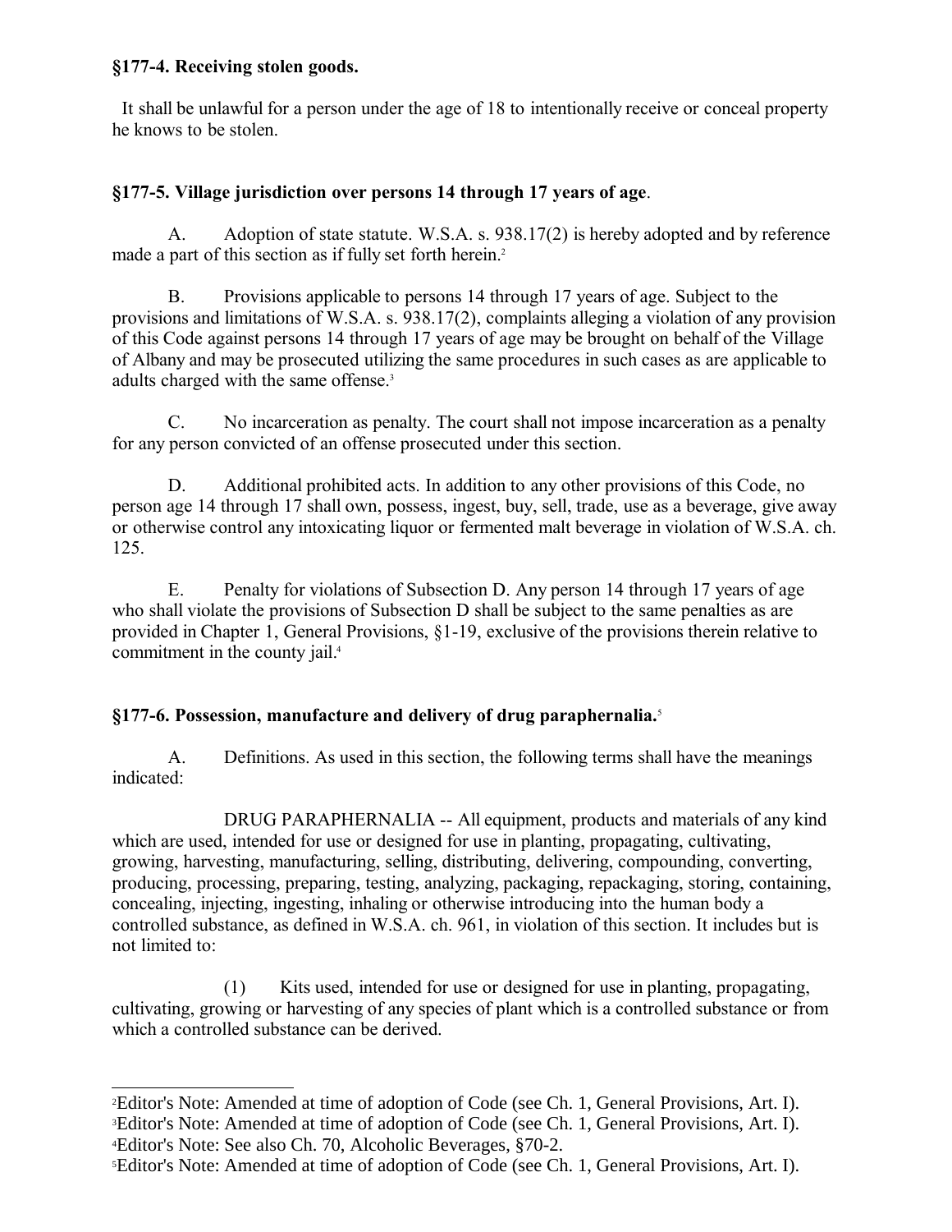**§177-4. Receiving stolen goods.**

It shall be unlawful for a person under the age of 18 to intentionally receive or conceal property he knows to be stolen.

**§177-5. Village jurisdiction over persons 14 through 17 years of age**.

A. Adoption of state statute. W.S.A. s. 938.17(2) is hereby adopted and by reference made a part of this section as if fully set forth herein.[2]

B. Provisions applicable to persons 14 through 17 years of age. Subject to the provisions and limitations of W.S.A. s. 938.17(2), complaints alleging a violation of any provision of this Code against persons 14 through 17 years of age may be brought on behalf of the Village of Albany and may be prosecuted utilizing the same procedures in such cases as are applicable to adults charged with the same offense.[3]

C. No incarceration as penalty. The court shall not impose incarceration as a penalty for any person convicted of an offense prosecuted under this section.

D. Additional prohibited acts. In addition to any other provisions of this Code, no person age 14 through 17 shall own, possess, ingest, buy, sell, trade, use as a beverage, give away or otherwise control any intoxicating liquor or fermented malt beverage in violation of W.S.A. ch. 125.

E. Penalty for violations of Subsection D. Any person 14 through 17 years of age who shall violate the provisions of Subsection D shall be subject to the same penalties as are provided in Chapter 1, General Provisions, §1-19, exclusive of the provisions therein relative to commitment in the county jail.[4]

**§177-6. Possession, manufacture and delivery of drug paraphernalia.**[5]

A. Definitions. As used in this section, the following terms shall have the meanings indicated:

DRUG PARAPHERNALIA -- All equipment, products and materials of any kind which are used, intended for use or designed for use in planting, propagating, cultivating, growing, harvesting, manufacturing, selling, distributing, delivering, compounding, converting, producing, processing, preparing, testing, analyzing, packaging, repackaging, storing, containing, concealing, injecting, ingesting, inhaling or otherwise introducing into the human body a controlled substance, as defined in W.S.A. ch. 961, in violation of this section. It includes but is not limited to:

(1) Kits used, intended for use or designed for use in planting, propagating, cultivating, growing or harvesting of any species of plant which is a controlled substance or from which a controlled substance can be derived.

---

[2] Editor's Note: Amended at time of adoption of Code (see Ch. 1, General Provisions, Art. I).

[3] Editor's Note: Amended at time of adoption of Code (see Ch. 1, General Provisions, Art. I).

[4] Editor's Note: See also Ch. 70, Alcoholic Beverages, §70-2.

[5] Editor's Note: Amended at time of adoption of Code (see Ch. 1, General Provisions, Art. I).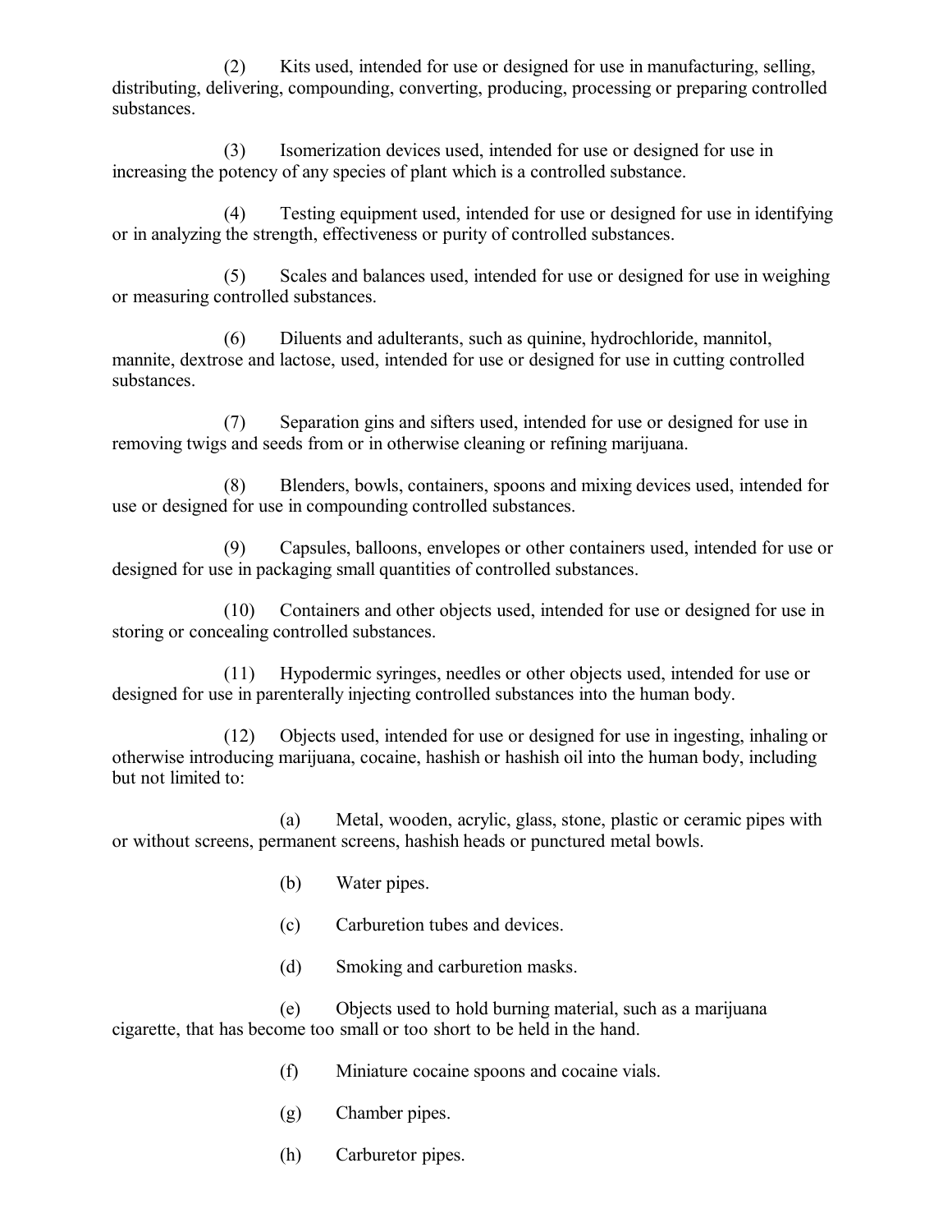(2) Kits used, intended for use or designed for use in manufacturing, selling, distributing, delivering, compounding, converting, producing, processing or preparing controlled substances.

(3) Isomerization devices used, intended for use or designed for use in increasing the potency of any species of plant which is a controlled substance.

(4) Testing equipment used, intended for use or designed for use in identifying or in analyzing the strength, effectiveness or purity of controlled substances.

(5) Scales and balances used, intended for use or designed for use in weighing or measuring controlled substances.

(6) Diluents and adulterants, such as quinine, hydrochloride, mannitol, mannite, dextrose and lactose, used, intended for use or designed for use in cutting controlled substances.

(7) Separation gins and sifters used, intended for use or designed for use in removing twigs and seeds from or in otherwise cleaning or refining marijuana.

(8) Blenders, bowls, containers, spoons and mixing devices used, intended for use or designed for use in compounding controlled substances.

(9) Capsules, balloons, envelopes or other containers used, intended for use or designed for use in packaging small quantities of controlled substances.

(10) Containers and other objects used, intended for use or designed for use in storing or concealing controlled substances.

(11) Hypodermic syringes, needles or other objects used, intended for use or designed for use in parenterally injecting controlled substances into the human body.

(12) Objects used, intended for use or designed for use in ingesting, inhaling or otherwise introducing marijuana, cocaine, hashish or hashish oil into the human body, including but not limited to:

(a) Metal, wooden, acrylic, glass, stone, plastic or ceramic pipes with or without screens, permanent screens, hashish heads or punctured metal bowls.

(b) Water pipes.

(c) Carburetion tubes and devices.

(d) Smoking and carburetion masks.

(e) Objects used to hold burning material, such as a marijuana cigarette, that has become too small or too short to be held in the hand.

(f) Miniature cocaine spoons and cocaine vials.

(g) Chamber pipes.

(h) Carburetor pipes.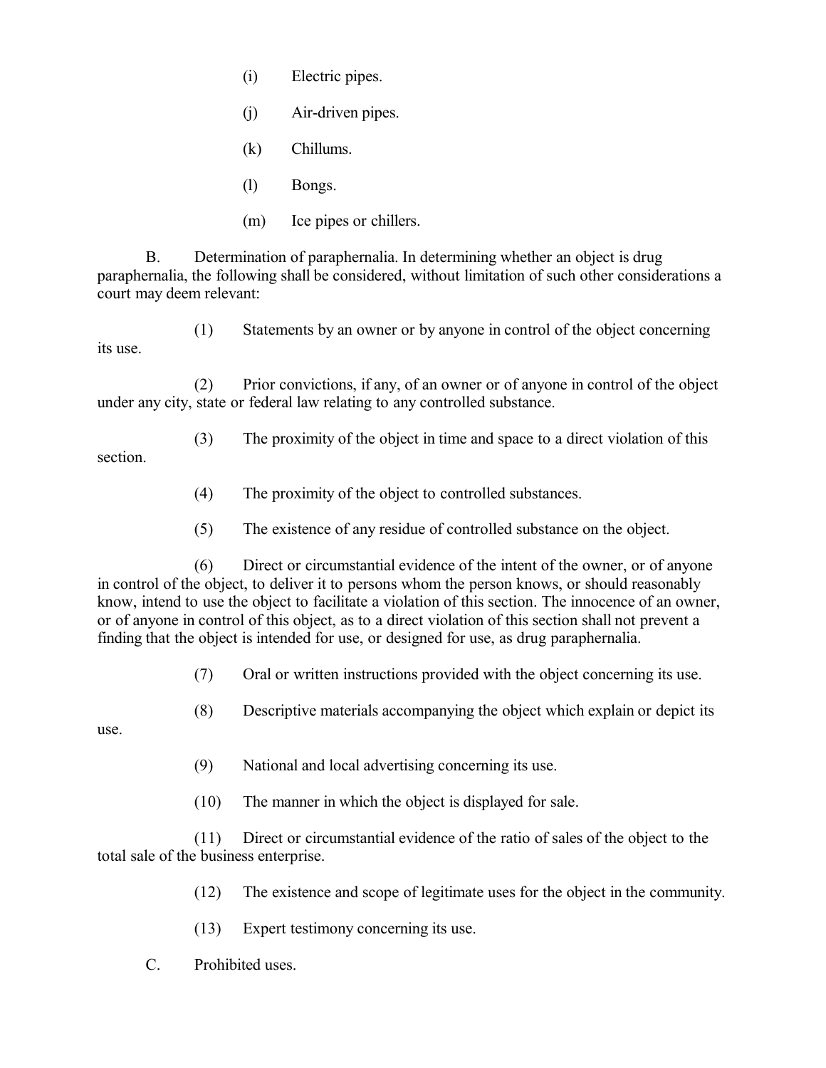(i) Electric pipes.

(j) Air-driven pipes.

(k) Chillums.

(l) Bongs.

(m) Ice pipes or chillers.

B. Determination of paraphernalia. In determining whether an object is drug paraphernalia, the following shall be considered, without limitation of such other considerations a court may deem relevant:

(1) Statements by an owner or by anyone in control of the object concerning its use.

(2) Prior convictions, if any, of an owner or of anyone in control of the object under any city, state or federal law relating to any controlled substance.

(3) The proximity of the object in time and space to a direct violation of this section.

(4) The proximity of the object to controlled substances.

(5) The existence of any residue of controlled substance on the object.

(6) Direct or circumstantial evidence of the intent of the owner, or of anyone in control of the object, to deliver it to persons whom the person knows, or should reasonably know, intend to use the object to facilitate a violation of this section. The innocence of an owner, or of anyone in control of this object, as to a direct violation of this section shall not prevent a finding that the object is intended for use, or designed for use, as drug paraphernalia.

(7) Oral or written instructions provided with the object concerning its use.

(8) Descriptive materials accompanying the object which explain or depict its use.

(9) National and local advertising concerning its use.

(10) The manner in which the object is displayed for sale.

(11) Direct or circumstantial evidence of the ratio of sales of the object to the total sale of the business enterprise.

(12) The existence and scope of legitimate uses for the object in the community.

(13) Expert testimony concerning its use.

C. Prohibited uses.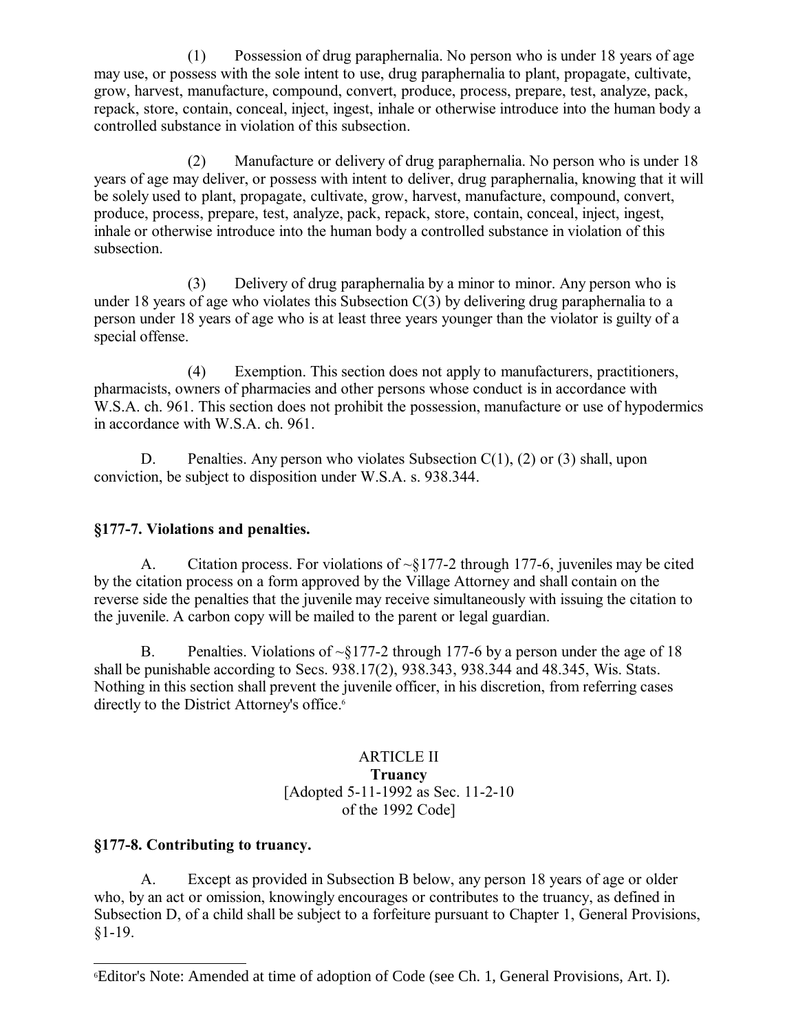(1) Possession of drug paraphernalia. No person who is under 18 years of age may use, or possess with the sole intent to use, drug paraphernalia to plant, propagate, cultivate, grow, harvest, manufacture, compound, convert, produce, process, prepare, test, analyze, pack, repack, store, contain, conceal, inject, ingest, inhale or otherwise introduce into the human body a controlled substance in violation of this subsection.

(2) Manufacture or delivery of drug paraphernalia. No person who is under 18 years of age may deliver, or possess with intent to deliver, drug paraphernalia, knowing that it will be solely used to plant, propagate, cultivate, grow, harvest, manufacture, compound, convert, produce, process, prepare, test, analyze, pack, repack, store, contain, conceal, inject, ingest, inhale or otherwise introduce into the human body a controlled substance in violation of this subsection.

(3) Delivery of drug paraphernalia by a minor to minor. Any person who is under 18 years of age who violates this Subsection C(3) by delivering drug paraphernalia to a person under 18 years of age who is at least three years younger than the violator is guilty of a special offense.

(4) Exemption. This section does not apply to manufacturers, practitioners, pharmacists, owners of pharmacies and other persons whose conduct is in accordance with W.S.A. ch. 961. This section does not prohibit the possession, manufacture or use of hypodermics in accordance with W.S.A. ch. 961.

D. Penalties. Any person who violates Subsection C(1), (2) or (3) shall, upon conviction, be subject to disposition under W.S.A. s. 938.344.

### §177-7. Violations and penalties.

A. Citation process. For violations of ~§177-2 through 177-6, juveniles may be cited by the citation process on a form approved by the Village Attorney and shall contain on the reverse side the penalties that the juvenile may receive simultaneously with issuing the citation to the juvenile. A carbon copy will be mailed to the parent or legal guardian.

B. Penalties. Violations of ~§177-2 through 177-6 by a person under the age of 18 shall be punishable according to Secs. 938.17(2), 938.343, 938.344 and 48.345, Wis. Stats. Nothing in this section shall prevent the juvenile officer, in his discretion, from referring cases directly to the District Attorney's office.[6]

## ARTICLE II
## Truancy
[Adopted 5-11-1992 as Sec. 11-2-10 of the 1992 Code]

### §177-8. Contributing to truancy.

A. Except as provided in Subsection B below, any person 18 years of age or older who, by an act or omission, knowingly encourages or contributes to the truancy, as defined in Subsection D, of a child shall be subject to a forfeiture pursuant to Chapter 1, General Provisions, §1-19.

[6] Editor's Note: Amended at time of adoption of Code (see Ch. 1, General Provisions, Art. I).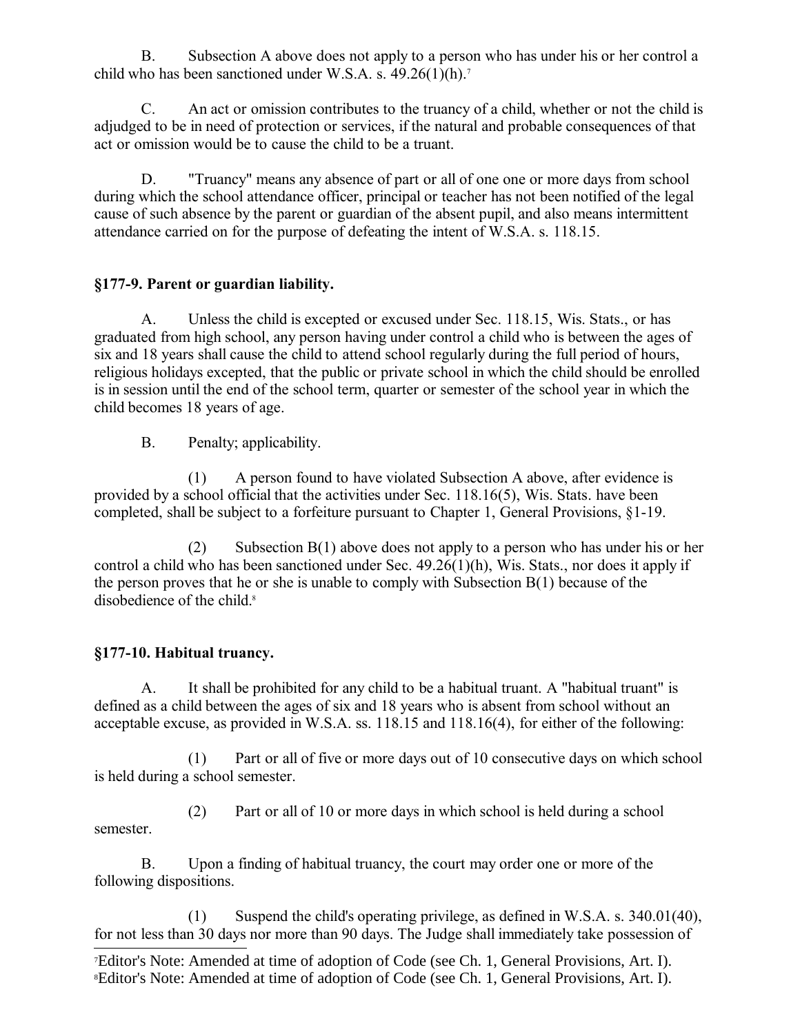B. Subsection A above does not apply to a person who has under his or her control a child who has been sanctioned under W.S.A. s. 49.26(1)(h).[7]

C. An act or omission contributes to the truancy of a child, whether or not the child is adjudged to be in need of protection or services, if the natural and probable consequences of that act or omission would be to cause the child to be a truant.

D. "Truancy" means any absence of part or all of one one or more days from school during which the school attendance officer, principal or teacher has not been notified of the legal cause of such absence by the parent or guardian of the absent pupil, and also means intermittent attendance carried on for the purpose of defeating the intent of W.S.A. s. 118.15.

### §177-9. Parent or guardian liability.

A. Unless the child is excepted or excused under Sec. 118.15, Wis. Stats., or has graduated from high school, any person having under control a child who is between the ages of six and 18 years shall cause the child to attend school regularly during the full period of hours, religious holidays excepted, that the public or private school in which the child should be enrolled is in session until the end of the school term, quarter or semester of the school year in which the child becomes 18 years of age.

B. Penalty; applicability.

(1) A person found to have violated Subsection A above, after evidence is provided by a school official that the activities under Sec. 118.16(5), Wis. Stats. have been completed, shall be subject to a forfeiture pursuant to Chapter 1, General Provisions, §1-19.

(2) Subsection B(1) above does not apply to a person who has under his or her control a child who has been sanctioned under Sec. 49.26(1)(h), Wis. Stats., nor does it apply if the person proves that he or she is unable to comply with Subsection B(1) because of the disobedience of the child.[8]

### §177-10. Habitual truancy.

A. It shall be prohibited for any child to be a habitual truant. A "habitual truant" is defined as a child between the ages of six and 18 years who is absent from school without an acceptable excuse, as provided in W.S.A. ss. 118.15 and 118.16(4), for either of the following:

(1) Part or all of five or more days out of 10 consecutive days on which school is held during a school semester.

(2) Part or all of 10 or more days in which school is held during a school semester.

B. Upon a finding of habitual truancy, the court may order one or more of the following dispositions.

(1) Suspend the child's operating privilege, as defined in W.S.A. s. 340.01(40), for not less than 30 days nor more than 90 days. The Judge shall immediately take possession of

[7] Editor's Note: Amended at time of adoption of Code (see Ch. 1, General Provisions, Art. I).

[8] Editor's Note: Amended at time of adoption of Code (see Ch. 1, General Provisions, Art. I).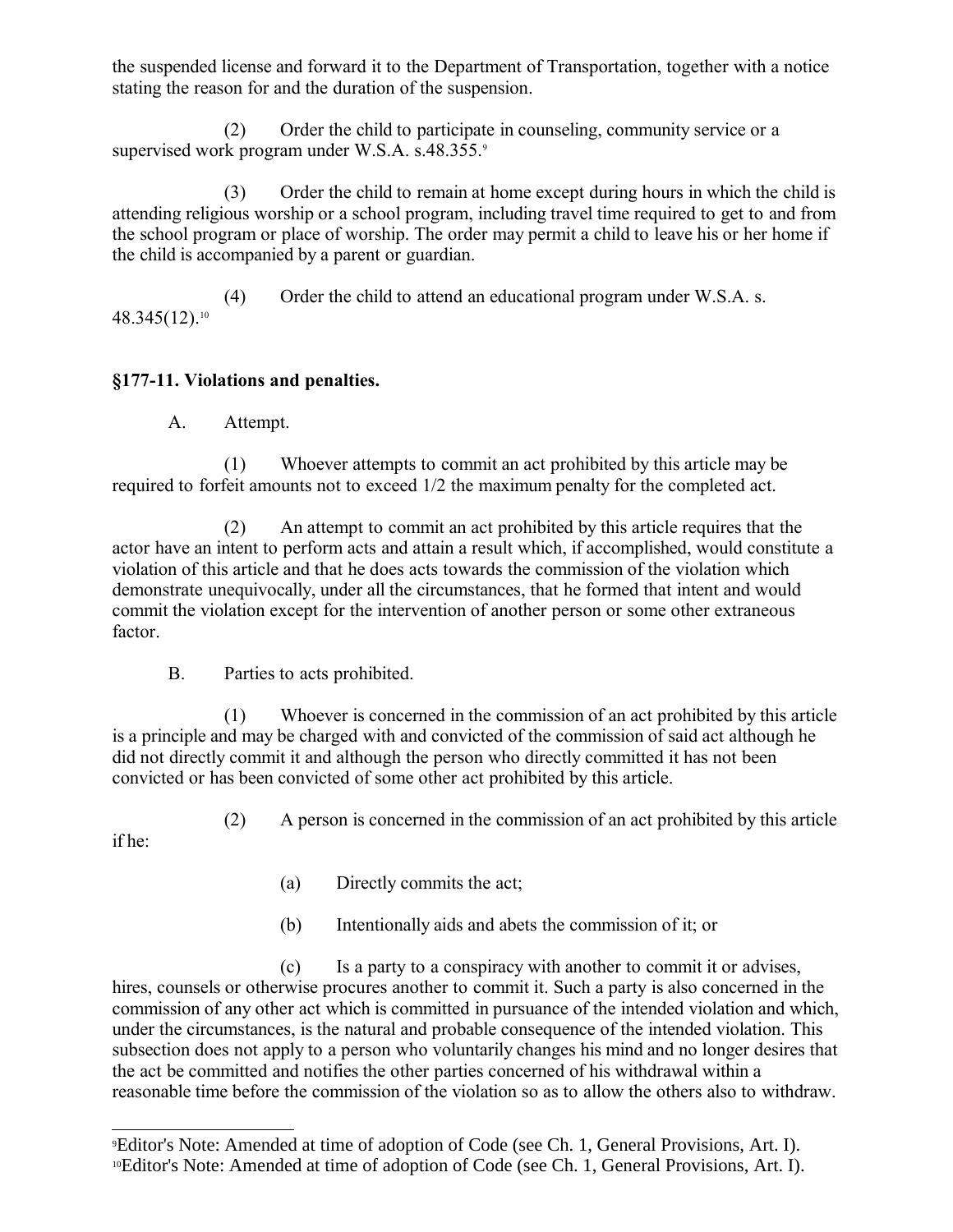the suspended license and forward it to the Department of Transportation, together with a notice stating the reason for and the duration of the suspension.

(2) Order the child to participate in counseling, community service or a supervised work program under W.S.A. s.48.355.[9]

(3) Order the child to remain at home except during hours in which the child is attending religious worship or a school program, including travel time required to get to and from the school program or place of worship. The order may permit a child to leave his or her home if the child is accompanied by a parent or guardian.

(4) Order the child to attend an educational program under W.S.A. s. 48.345(12).[10]

## §177-11. Violations and penalties.

A. Attempt.

(1) Whoever attempts to commit an act prohibited by this article may be required to forfeit amounts not to exceed 1/2 the maximum penalty for the completed act.

(2) An attempt to commit an act prohibited by this article requires that the actor have an intent to perform acts and attain a result which, if accomplished, would constitute a violation of this article and that he does acts towards the commission of the violation which demonstrate unequivocally, under all the circumstances, that he formed that intent and would commit the violation except for the intervention of another person or some other extraneous factor.

B. Parties to acts prohibited.

(1) Whoever is concerned in the commission of an act prohibited by this article is a principle and may be charged with and convicted of the commission of said act although he did not directly commit it and although the person who directly committed it has not been convicted or has been convicted of some other act prohibited by this article.

(2) A person is concerned in the commission of an act prohibited by this article if he:

(a) Directly commits the act;

(b) Intentionally aids and abets the commission of it; or

(c) Is a party to a conspiracy with another to commit it or advises, hires, counsels or otherwise procures another to commit it. Such a party is also concerned in the commission of any other act which is committed in pursuance of the intended violation and which, under the circumstances, is the natural and probable consequence of the intended violation. This subsection does not apply to a person who voluntarily changes his mind and no longer desires that the act be committed and notifies the other parties concerned of his withdrawal within a reasonable time before the commission of the violation so as to allow the others also to withdraw.

---

[9] Editor's Note: Amended at time of adoption of Code (see Ch. 1, General Provisions, Art. I).

[10] Editor's Note: Amended at time of adoption of Code (see Ch. 1, General Provisions, Art. I).